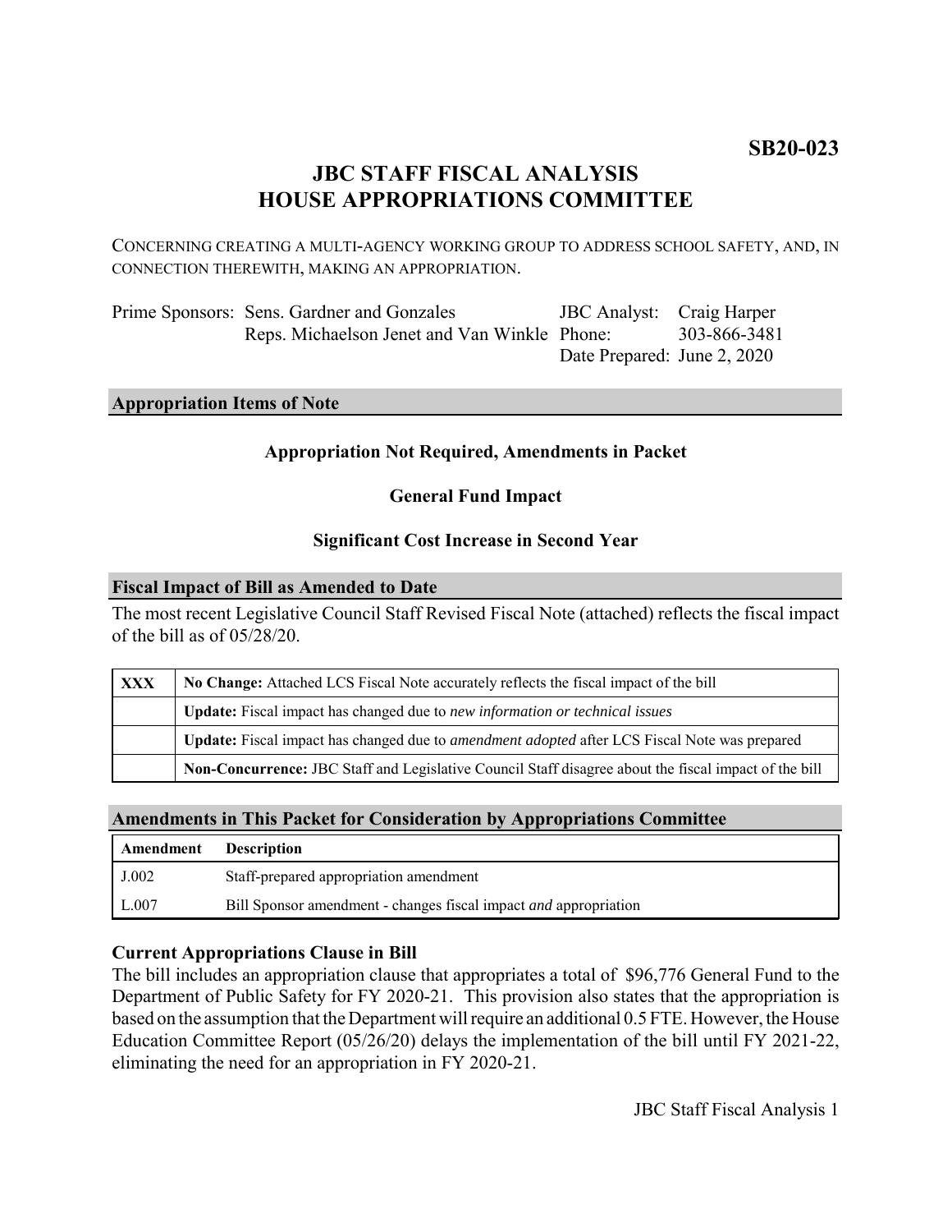**SB20-023**

# JBC STAFF FISCAL ANALYSIS
# HOUSE APPROPRIATIONS COMMITTEE

CONCERNING CREATING A MULTI-AGENCY WORKING GROUP TO ADDRESS SCHOOL SAFETY, AND, IN CONNECTION THEREWITH, MAKING AN APPROPRIATION.

| | | | |
|---|---|---|---|
| Prime Sponsors: | Sens. Gardner and Gonzales | JBC Analyst: | Craig Harper |
| | Reps. Michaelson Jenet and Van Winkle | Phone: | 303-866-3481 |
| | | Date Prepared: | June 2, 2020 |

## Appropriation Items of Note

**Appropriation Not Required, Amendments in Packet**

**General Fund Impact**

**Significant Cost Increase in Second Year**

## Fiscal Impact of Bill as Amended to Date

The most recent Legislative Council Staff Revised Fiscal Note (attached) reflects the fiscal impact of the bill as of 05/28/20.

| | |
|---|---|
| XXX | **No Change:** Attached LCS Fiscal Note accurately reflects the fiscal impact of the bill |
| | **Update:** Fiscal impact has changed due to *new information or technical issues* |
| | **Update:** Fiscal impact has changed due to *amendment adopted* after LCS Fiscal Note was prepared |
| | **Non-Concurrence:** JBC Staff and Legislative Council Staff disagree about the fiscal impact of the bill |

## Amendments in This Packet for Consideration by Appropriations Committee

| Amendment | Description |
|---|---|
| J.002 | Staff-prepared appropriation amendment |
| L.007 | Bill Sponsor amendment - changes fiscal impact *and* appropriation |

### Current Appropriations Clause in Bill

The bill includes an appropriation clause that appropriates a total of $96,776 General Fund to the Department of Public Safety for FY 2020-21. This provision also states that the appropriation is based on the assumption that the Department will require an additional 0.5 FTE. However, the House Education Committee Report (05/26/20) delays the implementation of the bill until FY 2021-22, eliminating the need for an appropriation in FY 2020-21.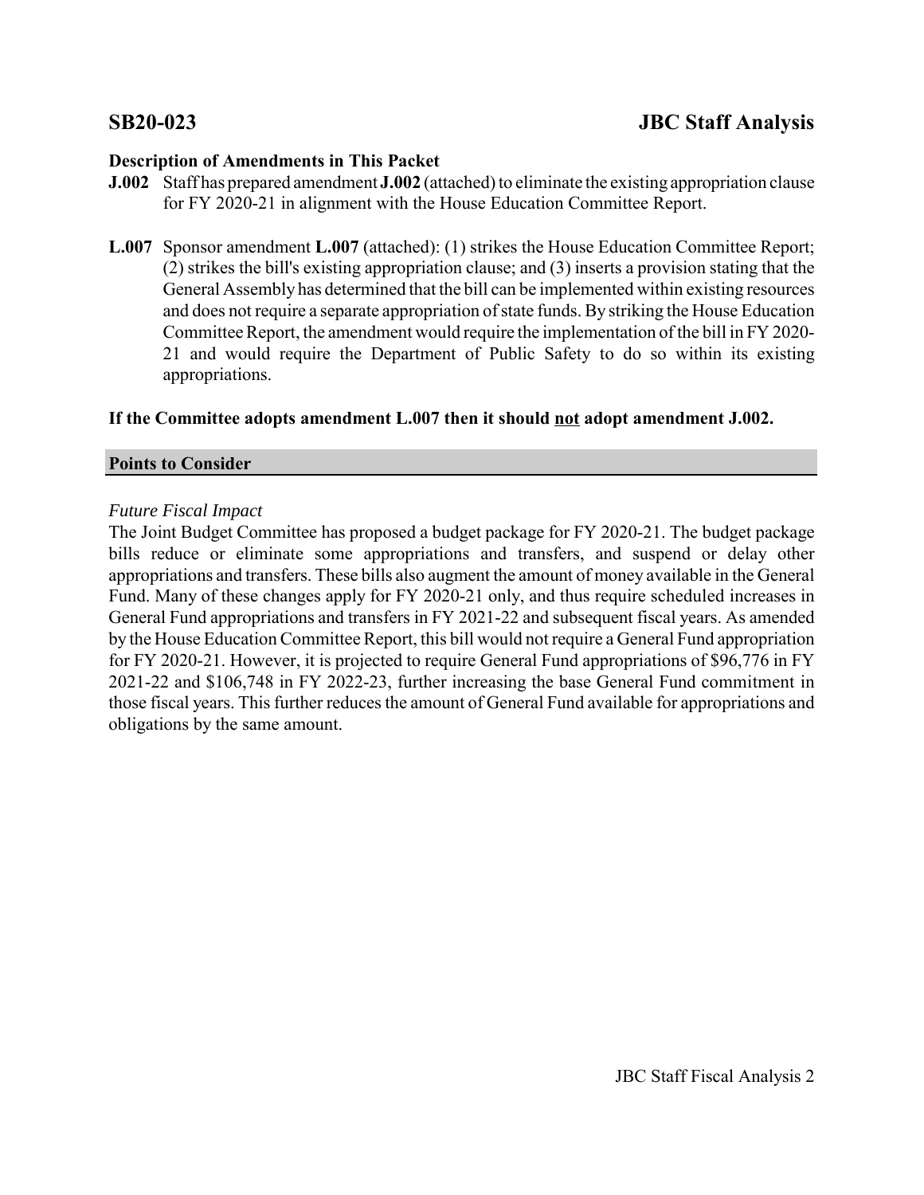## SB20-023 JBC Staff Analysis

**Description of Amendments in This Packet**

**J.002** Staff has prepared amendment **J.002** (attached) to eliminate the existing appropriation clause for FY 2020-21 in alignment with the House Education Committee Report.

**L.007** Sponsor amendment **L.007** (attached): (1) strikes the House Education Committee Report; (2) strikes the bill's existing appropriation clause; and (3) inserts a provision stating that the General Assembly has determined that the bill can be implemented within existing resources and does not require a separate appropriation of state funds. By striking the House Education Committee Report, the amendment would require the implementation of the bill in FY 2020-21 and would require the Department of Public Safety to do so within its existing appropriations.

**If the Committee adopts amendment L.007 then it should not adopt amendment J.002.**

### Points to Consider

*Future Fiscal Impact*

The Joint Budget Committee has proposed a budget package for FY 2020-21. The budget package bills reduce or eliminate some appropriations and transfers, and suspend or delay other appropriations and transfers. These bills also augment the amount of money available in the General Fund. Many of these changes apply for FY 2020-21 only, and thus require scheduled increases in General Fund appropriations and transfers in FY 2021-22 and subsequent fiscal years. As amended by the House Education Committee Report, this bill would not require a General Fund appropriation for FY 2020-21. However, it is projected to require General Fund appropriations of $96,776 in FY 2021-22 and $106,748 in FY 2022-23, further increasing the base General Fund commitment in those fiscal years. This further reduces the amount of General Fund available for appropriations and obligations by the same amount.